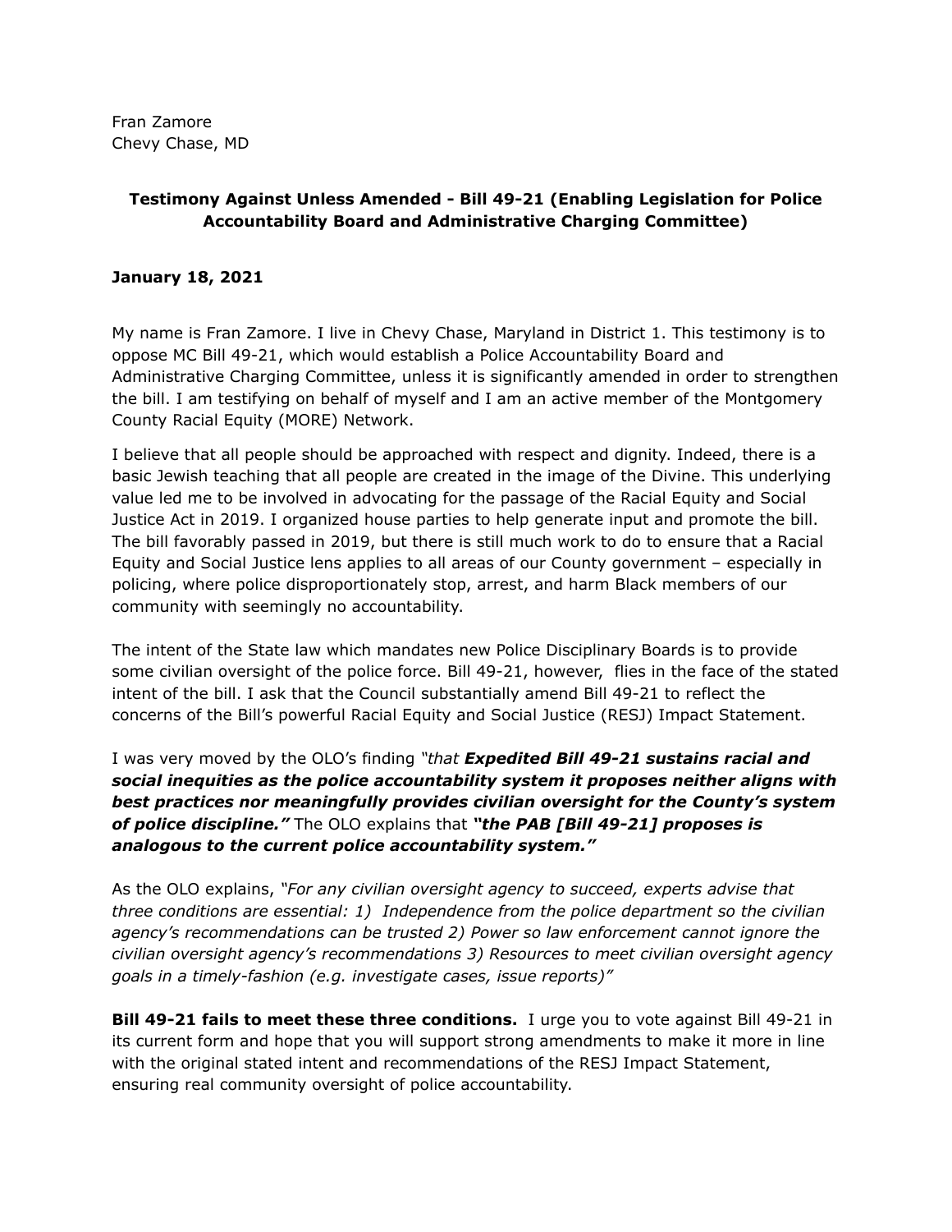Fran Zamore
Chevy Chase, MD

**Testimony Against Unless Amended - Bill 49-21 (Enabling Legislation for Police Accountability Board and Administrative Charging Committee)**

**January 18, 2021**

My name is Fran Zamore. I live in Chevy Chase, Maryland in District 1. This testimony is to oppose MC Bill 49-21, which would establish a Police Accountability Board and Administrative Charging Committee, unless it is significantly amended in order to strengthen the bill. I am testifying on behalf of myself and I am an active member of the Montgomery County Racial Equity (MORE) Network.

I believe that all people should be approached with respect and dignity. Indeed, there is a basic Jewish teaching that all people are created in the image of the Divine. This underlying value led me to be involved in advocating for the passage of the Racial Equity and Social Justice Act in 2019. I organized house parties to help generate input and promote the bill. The bill favorably passed in 2019, but there is still much work to do to ensure that a Racial Equity and Social Justice lens applies to all areas of our County government – especially in policing, where police disproportionately stop, arrest, and harm Black members of our community with seemingly no accountability.

The intent of the State law which mandates new Police Disciplinary Boards is to provide some civilian oversight of the police force. Bill 49-21, however, flies in the face of the stated intent of the bill. I ask that the Council substantially amend Bill 49-21 to reflect the concerns of the Bill's powerful Racial Equity and Social Justice (RESJ) Impact Statement.

I was very moved by the OLO's finding *"that* ***Expedited Bill 49-21 sustains racial and social inequities as the police accountability system it proposes neither aligns with best practices nor meaningfully provides civilian oversight for the County's system of police discipline."*** The OLO explains that ***"the PAB [Bill 49-21] proposes is analogous to the current police accountability system."***

As the OLO explains, *"For any civilian oversight agency to succeed, experts advise that three conditions are essential: 1) Independence from the police department so the civilian agency's recommendations can be trusted 2) Power so law enforcement cannot ignore the civilian oversight agency's recommendations 3) Resources to meet civilian oversight agency goals in a timely-fashion (e.g. investigate cases, issue reports)"*

**Bill 49-21 fails to meet these three conditions.** I urge you to vote against Bill 49-21 in its current form and hope that you will support strong amendments to make it more in line with the original stated intent and recommendations of the RESJ Impact Statement, ensuring real community oversight of police accountability.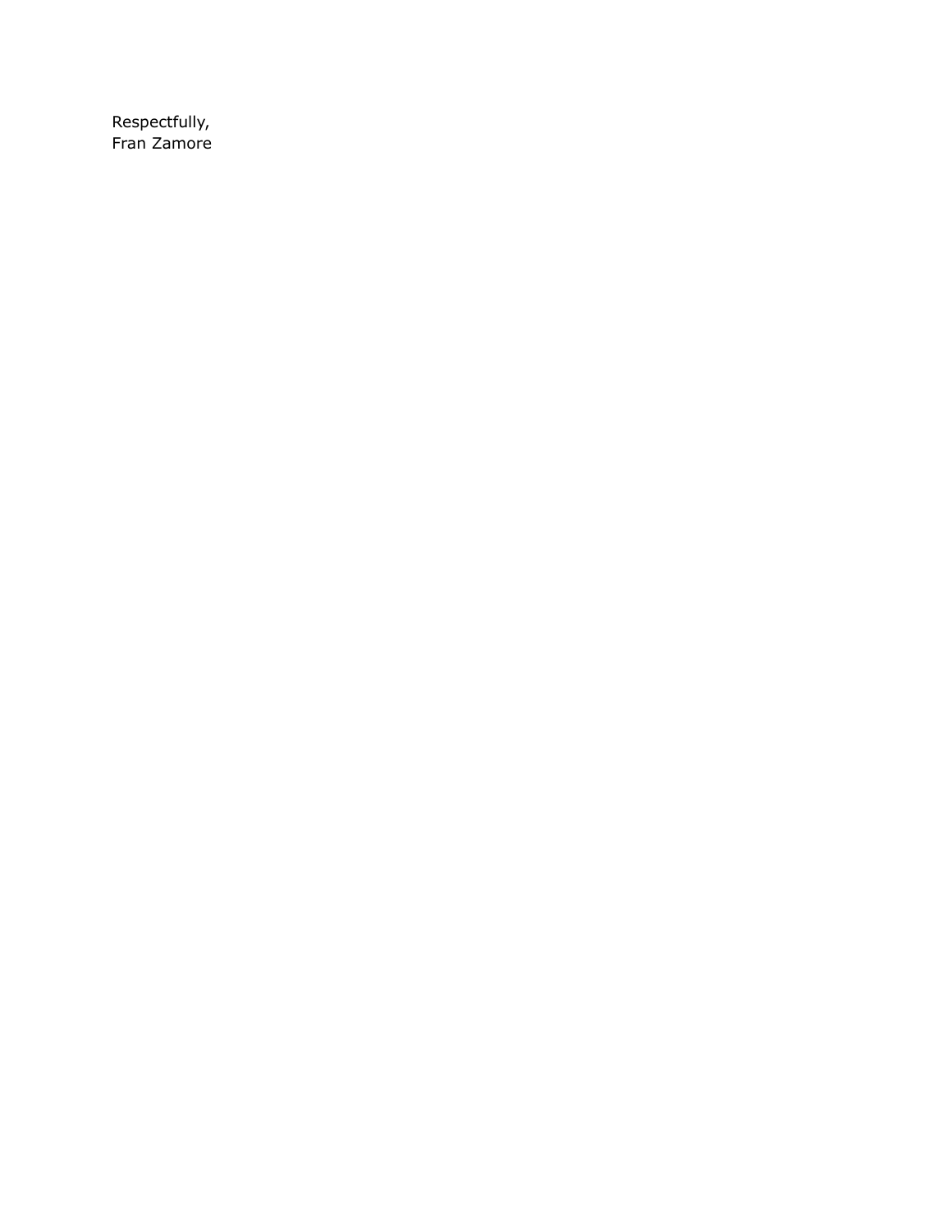Respectfully,
Fran Zamore